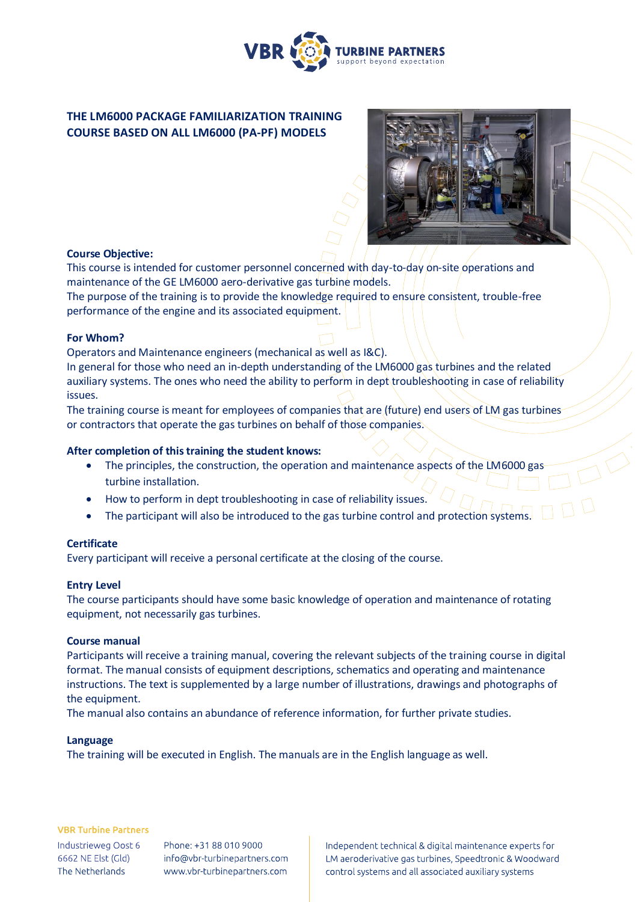# THE LM6000 PACKAGE FAMILIARIZATION TRAINING COURSE BASED ON ALL LM6000 (PA-PF) MODELS

**Course Objective:**

This course is intended for customer personnel concerned with day-to-day on-site operations and maintenance of the GE LM6000 aero-derivative gas turbine models.

The purpose of the training is to provide the knowledge required to ensure consistent, trouble-free performance of the engine and its associated equipment.

**For Whom?**

Operators and Maintenance engineers (mechanical as well as I&C).

In general for those who need an in-depth understanding of the LM6000 gas turbines and the related auxiliary systems. The ones who need the ability to perform in dept troubleshooting in case of reliability issues.

The training course is meant for employees of companies that are (future) end users of LM gas turbines or contractors that operate the gas turbines on behalf of those companies.

**After completion of this training the student knows:**

- The principles, the construction, the operation and maintenance aspects of the LM6000 gas turbine installation.
- How to perform in dept troubleshooting in case of reliability issues.
- The participant will also be introduced to the gas turbine control and protection systems.

**Certificate**

Every participant will receive a personal certificate at the closing of the course.

**Entry Level**

The course participants should have some basic knowledge of operation and maintenance of rotating equipment, not necessarily gas turbines.

**Course manual**

Participants will receive a training manual, covering the relevant subjects of the training course in digital format. The manual consists of equipment descriptions, schematics and operating and maintenance instructions. The text is supplemented by a large number of illustrations, drawings and photographs of the equipment.

The manual also contains an abundance of reference information, for further private studies.

**Language**

The training will be executed in English. The manuals are in the English language as well.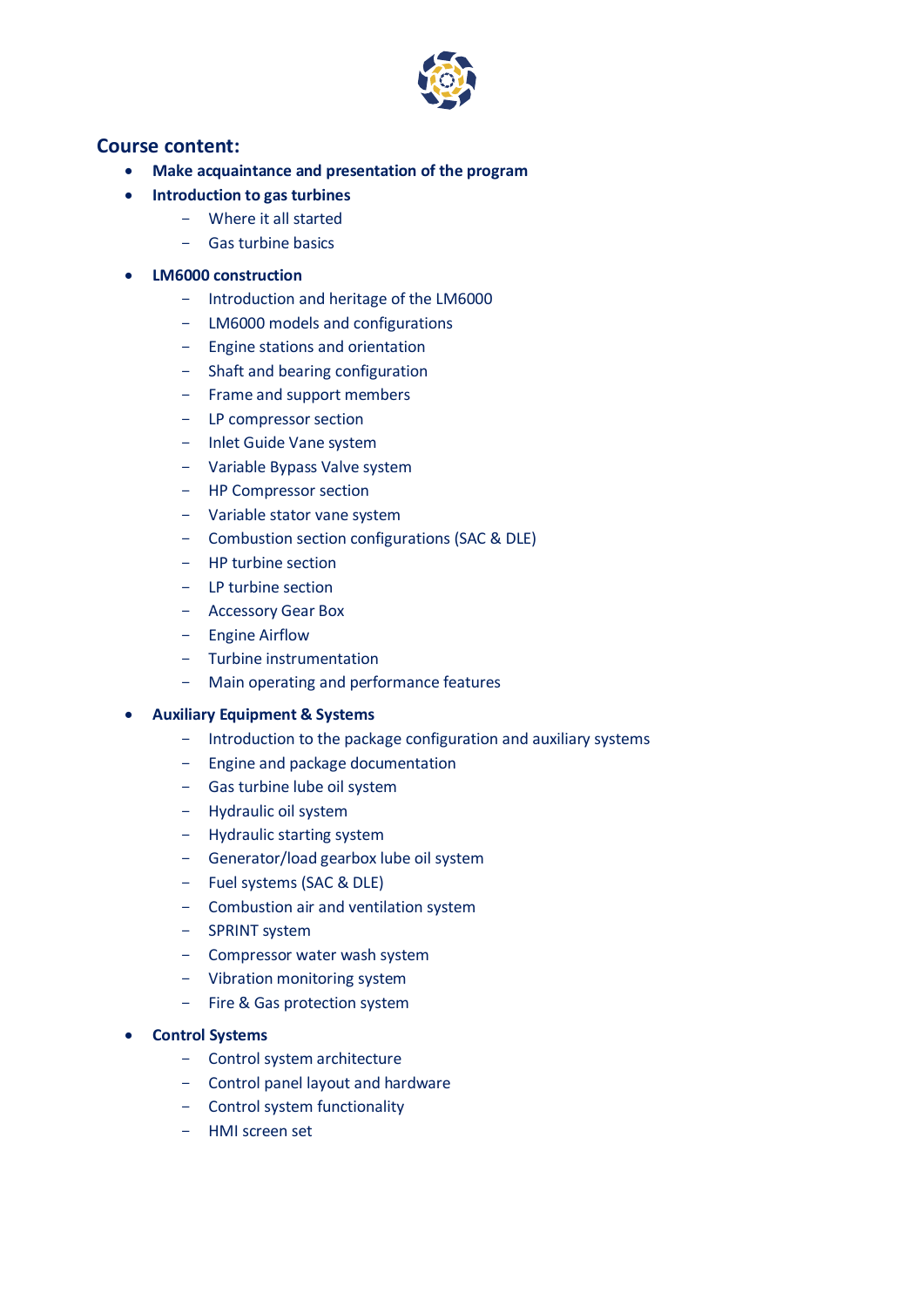## Course content:

- **Make acquaintance and presentation of the program**
- **Introduction to gas turbines**
  - Where it all started
  - Gas turbine basics
- **LM6000 construction**
  - Introduction and heritage of the LM6000
  - LM6000 models and configurations
  - Engine stations and orientation
  - Shaft and bearing configuration
  - Frame and support members
  - LP compressor section
  - Inlet Guide Vane system
  - Variable Bypass Valve system
  - HP Compressor section
  - Variable stator vane system
  - Combustion section configurations (SAC & DLE)
  - HP turbine section
  - LP turbine section
  - Accessory Gear Box
  - Engine Airflow
  - Turbine instrumentation
  - Main operating and performance features
- **Auxiliary Equipment & Systems**
  - Introduction to the package configuration and auxiliary systems
  - Engine and package documentation
  - Gas turbine lube oil system
  - Hydraulic oil system
  - Hydraulic starting system
  - Generator/load gearbox lube oil system
  - Fuel systems (SAC & DLE)
  - Combustion air and ventilation system
  - SPRINT system
  - Compressor water wash system
  - Vibration monitoring system
  - Fire & Gas protection system
- **Control Systems**
  - Control system architecture
  - Control panel layout and hardware
  - Control system functionality
  - HMI screen set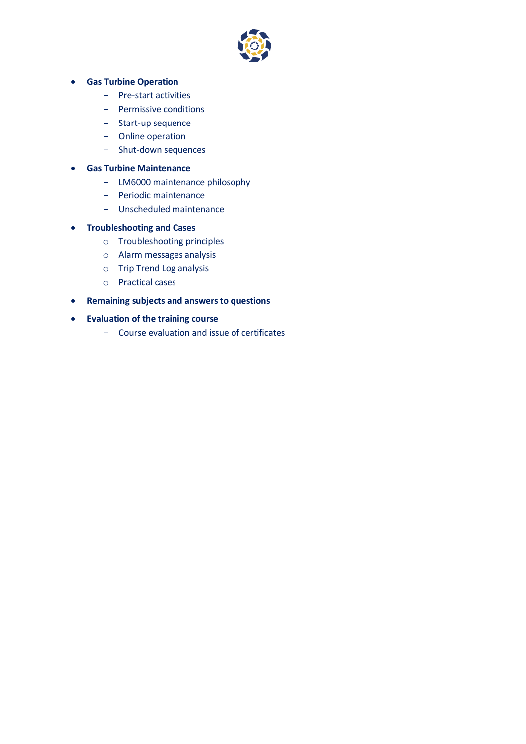- **Gas Turbine Operation**
  - Pre-start activities
  - Permissive conditions
  - Start-up sequence
  - Online operation
  - Shut-down sequences
- **Gas Turbine Maintenance**
  - LM6000 maintenance philosophy
  - Periodic maintenance
  - Unscheduled maintenance
- **Troubleshooting and Cases**
  - Troubleshooting principles
  - Alarm messages analysis
  - Trip Trend Log analysis
  - Practical cases
- **Remaining subjects and answers to questions**
- **Evaluation of the training course**
  - Course evaluation and issue of certificates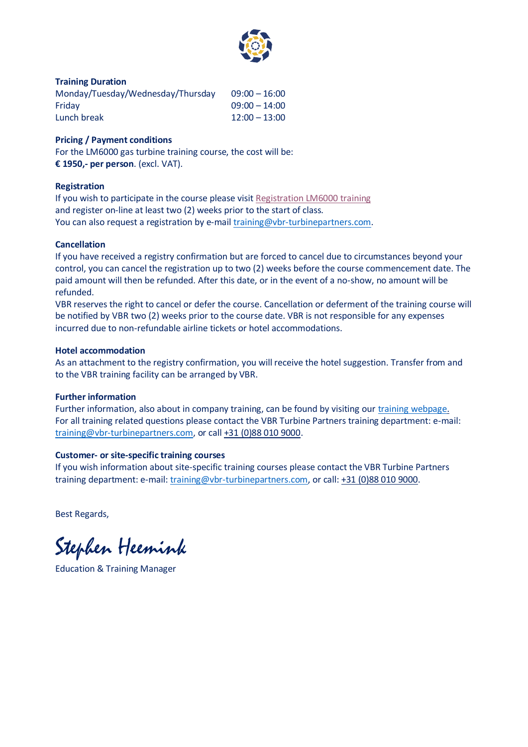**Training Duration**

| | |
|---|---|
| Monday/Tuesday/Wednesday/Thursday | 09:00 – 16:00 |
| Friday | 09:00 – 14:00 |
| Lunch break | 12:00 – 13:00 |

**Pricing / Payment conditions**

For the LM6000 gas turbine training course, the cost will be:
**€ 1950,- per person**. (excl. VAT).

**Registration**

If you wish to participate in the course please visit Registration LM6000 training and register on-line at least two (2) weeks prior to the start of class.
You can also request a registration by e-mail training@vbr-turbinepartners.com.

**Cancellation**

If you have received a registry confirmation but are forced to cancel due to circumstances beyond your control, you can cancel the registration up to two (2) weeks before the course commencement date. The paid amount will then be refunded. After this date, or in the event of a no-show, no amount will be refunded.
VBR reserves the right to cancel or defer the course. Cancellation or deferment of the training course will be notified by VBR two (2) weeks prior to the course date. VBR is not responsible for any expenses incurred due to non-refundable airline tickets or hotel accommodations.

**Hotel accommodation**

As an attachment to the registry confirmation, you will receive the hotel suggestion. Transfer from and to the VBR training facility can be arranged by VBR.

**Further information**

Further information, also about in company training, can be found by visiting our training webpage.
For all training related questions please contact the VBR Turbine Partners training department: e-mail: training@vbr-turbinepartners.com, or call +31 (0)88 010 9000.

**Customer- or site-specific training courses**

If you wish information about site-specific training courses please contact the VBR Turbine Partners training department: e-mail: training@vbr-turbinepartners.com, or call: +31 (0)88 010 9000.

Best Regards,

Stephen Heemink

Education & Training Manager